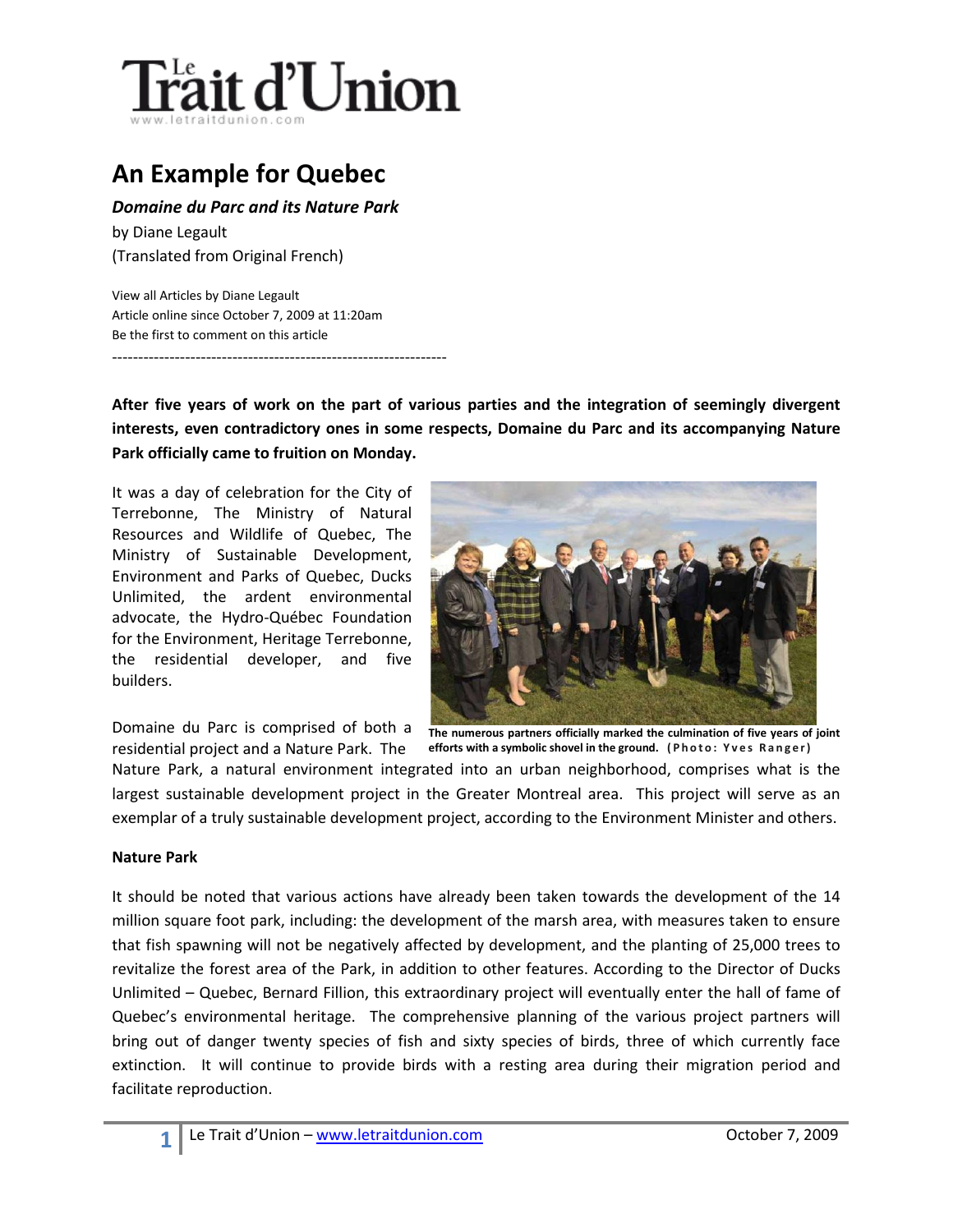# Le Trait d'Union

www.letraitdunion.com

# An Example for Quebec

***Domaine du Parc and its Nature Park***

by Diane Legault

(Translated from Original French)

View all Articles by Diane Legault

Article online since October 7, 2009 at 11:20am

Be the first to comment on this article

----------------------------------------------------------------

**After five years of work on the part of various parties and the integration of seemingly divergent interests, even contradictory ones in some respects, Domaine du Parc and its accompanying Nature Park officially came to fruition on Monday.**

It was a day of celebration for the City of Terrebonne, The Ministry of Natural Resources and Wildlife of Quebec, The Ministry of Sustainable Development, Environment and Parks of Quebec, Ducks Unlimited, the ardent environmental advocate, the Hydro-Québec Foundation for the Environment, Heritage Terrebonne, the residential developer, and five builders.

**The numerous partners officially marked the culmination of five years of joint efforts with a symbolic shovel in the ground. (Photo: Yves Ranger)**

Domaine du Parc is comprised of both a residential project and a Nature Park. The Nature Park, a natural environment integrated into an urban neighborhood, comprises what is the largest sustainable development project in the Greater Montreal area. This project will serve as an exemplar of a truly sustainable development project, according to the Environment Minister and others.

**Nature Park**

It should be noted that various actions have already been taken towards the development of the 14 million square foot park, including: the development of the marsh area, with measures taken to ensure that fish spawning will not be negatively affected by development, and the planting of 25,000 trees to revitalize the forest area of the Park, in addition to other features. According to the Director of Ducks Unlimited – Quebec, Bernard Fillion, this extraordinary project will eventually enter the hall of fame of Quebec's environmental heritage. The comprehensive planning of the various project partners will bring out of danger twenty species of fish and sixty species of birds, three of which currently face extinction. It will continue to provide birds with a resting area during their migration period and facilitate reproduction.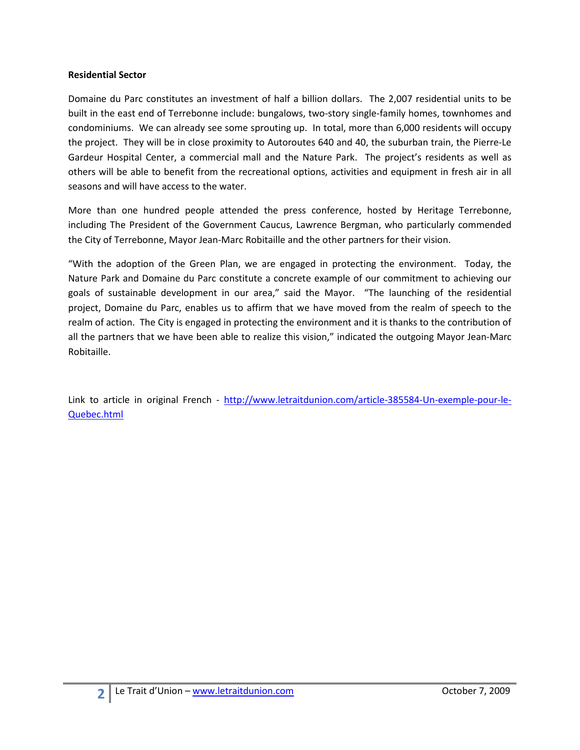**Residential Sector**

Domaine du Parc constitutes an investment of half a billion dollars. The 2,007 residential units to be built in the east end of Terrebonne include: bungalows, two-story single-family homes, townhomes and condominiums. We can already see some sprouting up. In total, more than 6,000 residents will occupy the project. They will be in close proximity to Autoroutes 640 and 40, the suburban train, the Pierre-Le Gardeur Hospital Center, a commercial mall and the Nature Park. The project's residents as well as others will be able to benefit from the recreational options, activities and equipment in fresh air in all seasons and will have access to the water.

More than one hundred people attended the press conference, hosted by Heritage Terrebonne, including The President of the Government Caucus, Lawrence Bergman, who particularly commended the City of Terrebonne, Mayor Jean-Marc Robitaille and the other partners for their vision.

"With the adoption of the Green Plan, we are engaged in protecting the environment. Today, the Nature Park and Domaine du Parc constitute a concrete example of our commitment to achieving our goals of sustainable development in our area," said the Mayor. "The launching of the residential project, Domaine du Parc, enables us to affirm that we have moved from the realm of speech to the realm of action. The City is engaged in protecting the environment and it is thanks to the contribution of all the partners that we have been able to realize this vision," indicated the outgoing Mayor Jean-Marc Robitaille.

Link to article in original French - http://www.letraitdunion.com/article-385584-Un-exemple-pour-le-Quebec.html